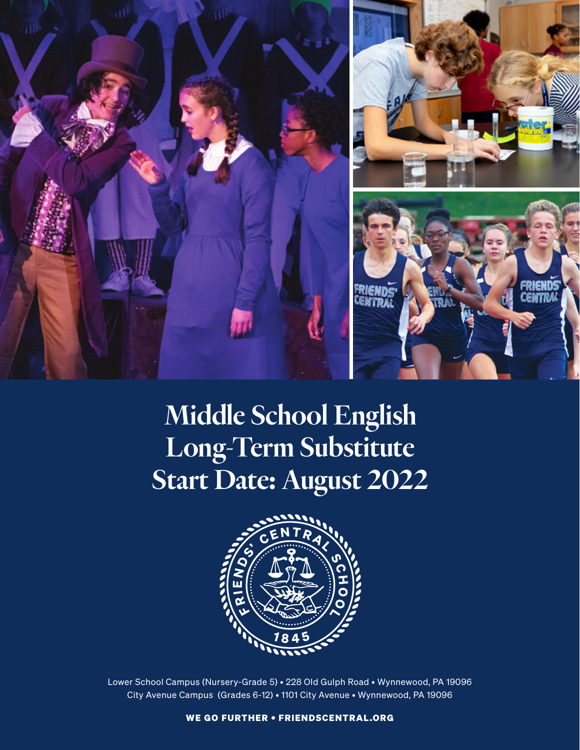# Middle School English Long-Term Substitute Start Date: August 2022

Lower School Campus (Nursery-Grade 5) • 228 Old Gulph Road • Wynnewood, PA 19096
City Avenue Campus (Grades 6-12) • 1101 City Avenue • Wynnewood, PA 19096

**WE GO FURTHER • FRIENDSCENTRAL.ORG**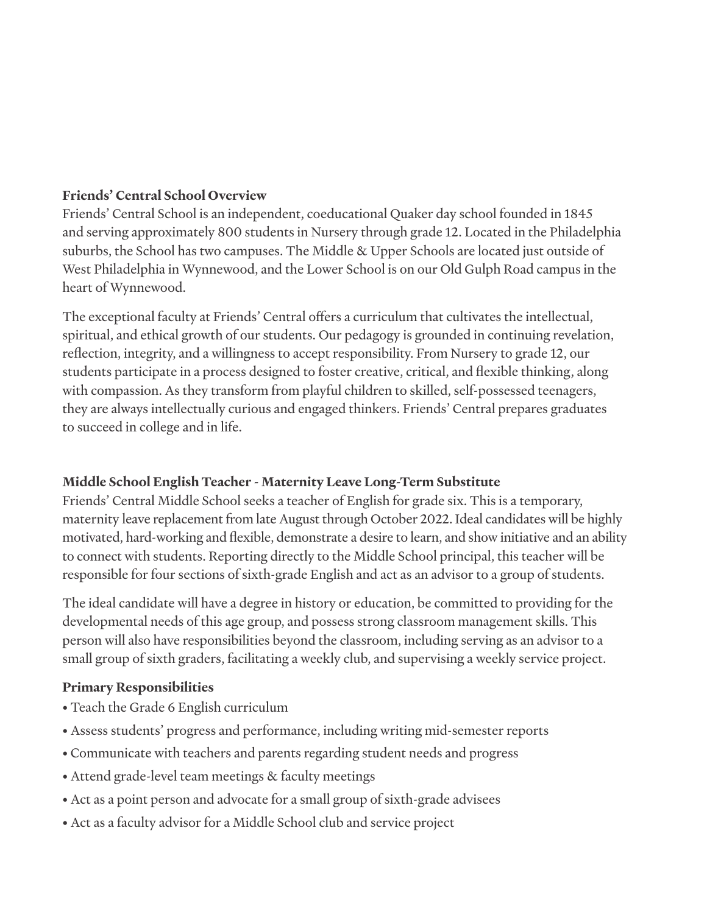**Friends' Central School Overview**

Friends' Central School is an independent, coeducational Quaker day school founded in 1845 and serving approximately 800 students in Nursery through grade 12. Located in the Philadelphia suburbs, the School has two campuses. The Middle & Upper Schools are located just outside of West Philadelphia in Wynnewood, and the Lower School is on our Old Gulph Road campus in the heart of Wynnewood.

The exceptional faculty at Friends' Central offers a curriculum that cultivates the intellectual, spiritual, and ethical growth of our students. Our pedagogy is grounded in continuing revelation, reflection, integrity, and a willingness to accept responsibility. From Nursery to grade 12, our students participate in a process designed to foster creative, critical, and flexible thinking, along with compassion. As they transform from playful children to skilled, self-possessed teenagers, they are always intellectually curious and engaged thinkers. Friends' Central prepares graduates to succeed in college and in life.

**Middle School English Teacher - Maternity Leave Long-Term Substitute**

Friends' Central Middle School seeks a teacher of English for grade six. This is a temporary, maternity leave replacement from late August through October 2022. Ideal candidates will be highly motivated, hard-working and flexible, demonstrate a desire to learn, and show initiative and an ability to connect with students. Reporting directly to the Middle School principal, this teacher will be responsible for four sections of sixth-grade English and act as an advisor to a group of students.

The ideal candidate will have a degree in history or education, be committed to providing for the developmental needs of this age group, and possess strong classroom management skills. This person will also have responsibilities beyond the classroom, including serving as an advisor to a small group of sixth graders, facilitating a weekly club, and supervising a weekly service project.

**Primary Responsibilities**

- Teach the Grade 6 English curriculum
- Assess students' progress and performance, including writing mid-semester reports
- Communicate with teachers and parents regarding student needs and progress
- Attend grade-level team meetings & faculty meetings
- Act as a point person and advocate for a small group of sixth-grade advisees
- Act as a faculty advisor for a Middle School club and service project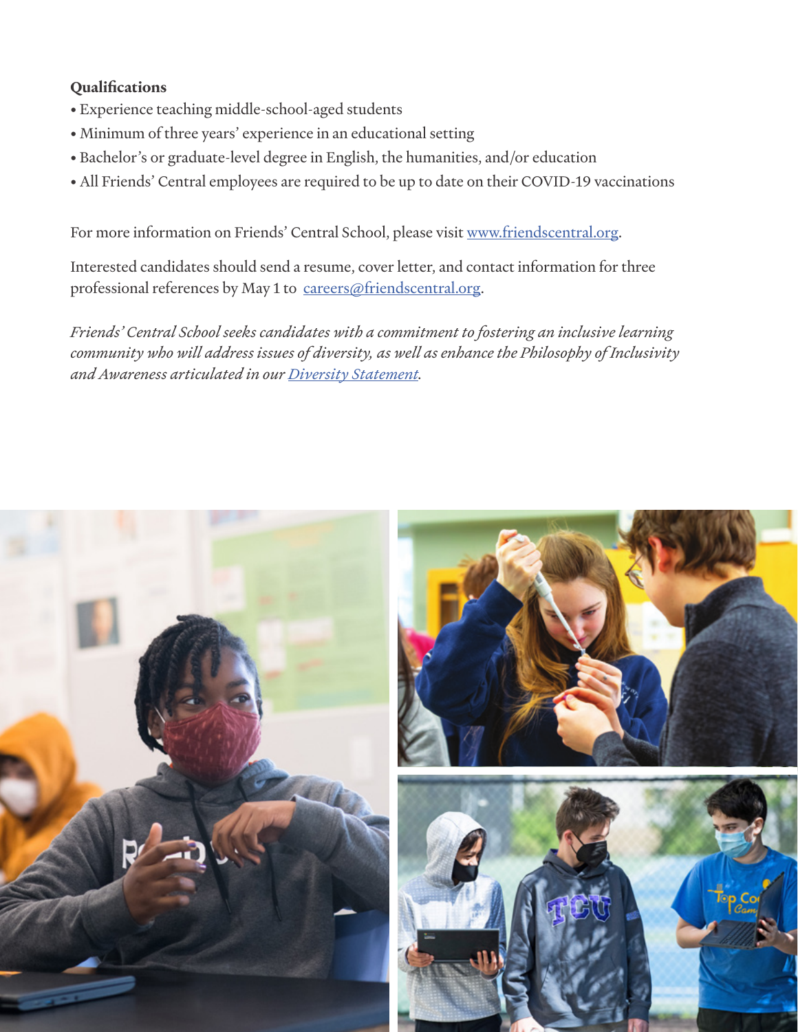**Qualifications**

- Experience teaching middle-school-aged students
- Minimum of three years' experience in an educational setting
- Bachelor's or graduate-level degree in English, the humanities, and/or education
- All Friends' Central employees are required to be up to date on their COVID-19 vaccinations

For more information on Friends' Central School, please visit [www.friendscentral.org](http://www.friendscentral.org).

Interested candidates should send a resume, cover letter, and contact information for three professional references by May 1 to [careers@friendscentral.org](mailto:careers@friendscentral.org).

*Friends' Central School seeks candidates with a commitment to fostering an inclusive learning community who will address issues of diversity, as well as enhance the Philosophy of Inclusivity and Awareness articulated in our Diversity Statement.*